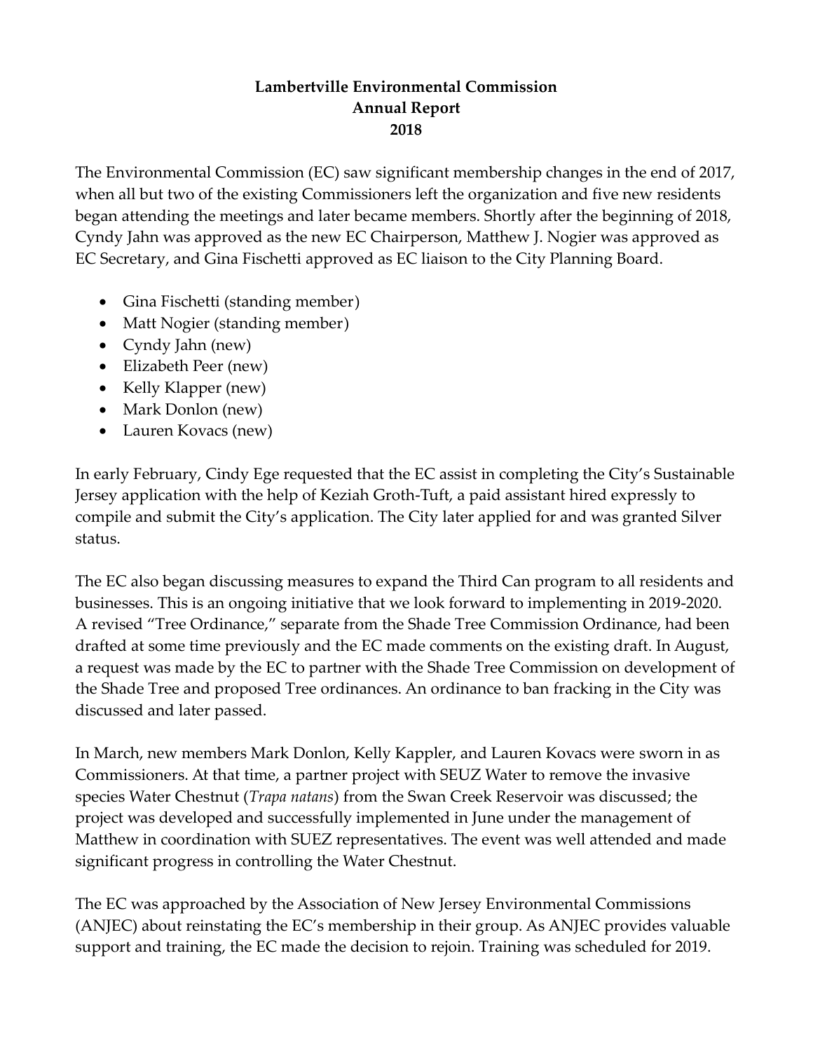**Lambertville Environmental Commission**
**Annual Report**
**2018**

The Environmental Commission (EC) saw significant membership changes in the end of 2017, when all but two of the existing Commissioners left the organization and five new residents began attending the meetings and later became members. Shortly after the beginning of 2018, Cyndy Jahn was approved as the new EC Chairperson, Matthew J. Nogier was approved as EC Secretary, and Gina Fischetti approved as EC liaison to the City Planning Board.

- Gina Fischetti (standing member)
- Matt Nogier (standing member)
- Cyndy Jahn (new)
- Elizabeth Peer (new)
- Kelly Klapper (new)
- Mark Donlon (new)
- Lauren Kovacs (new)

In early February, Cindy Ege requested that the EC assist in completing the City's Sustainable Jersey application with the help of Keziah Groth-Tuft, a paid assistant hired expressly to compile and submit the City's application. The City later applied for and was granted Silver status.

The EC also began discussing measures to expand the Third Can program to all residents and businesses. This is an ongoing initiative that we look forward to implementing in 2019-2020. A revised "Tree Ordinance," separate from the Shade Tree Commission Ordinance, had been drafted at some time previously and the EC made comments on the existing draft. In August, a request was made by the EC to partner with the Shade Tree Commission on development of the Shade Tree and proposed Tree ordinances. An ordinance to ban fracking in the City was discussed and later passed.

In March, new members Mark Donlon, Kelly Kappler, and Lauren Kovacs were sworn in as Commissioners. At that time, a partner project with SEUZ Water to remove the invasive species Water Chestnut (*Trapa natans*) from the Swan Creek Reservoir was discussed; the project was developed and successfully implemented in June under the management of Matthew in coordination with SUEZ representatives. The event was well attended and made significant progress in controlling the Water Chestnut.

The EC was approached by the Association of New Jersey Environmental Commissions (ANJEC) about reinstating the EC's membership in their group. As ANJEC provides valuable support and training, the EC made the decision to rejoin. Training was scheduled for 2019.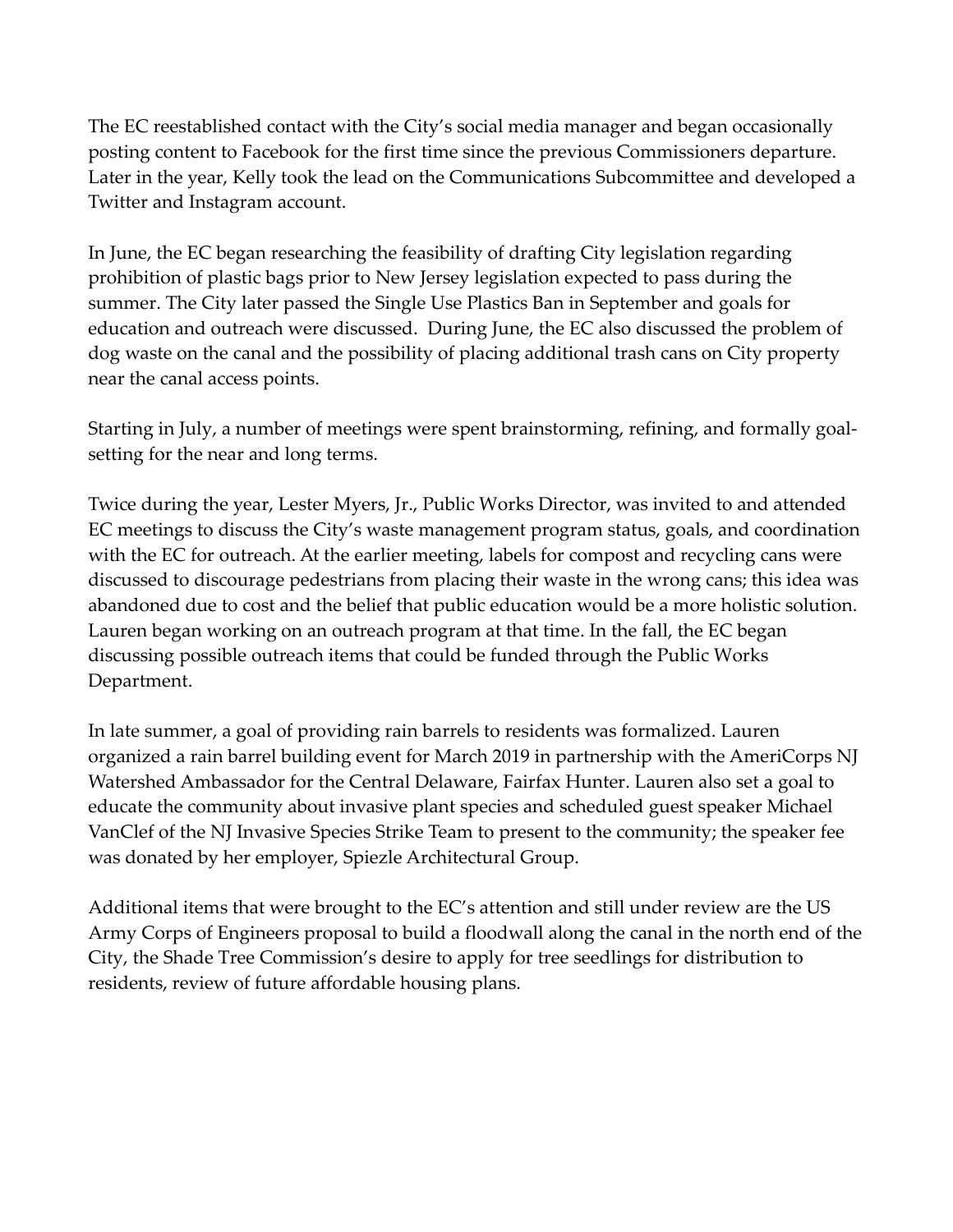The EC reestablished contact with the City's social media manager and began occasionally posting content to Facebook for the first time since the previous Commissioners departure. Later in the year, Kelly took the lead on the Communications Subcommittee and developed a Twitter and Instagram account.

In June, the EC began researching the feasibility of drafting City legislation regarding prohibition of plastic bags prior to New Jersey legislation expected to pass during the summer. The City later passed the Single Use Plastics Ban in September and goals for education and outreach were discussed. During June, the EC also discussed the problem of dog waste on the canal and the possibility of placing additional trash cans on City property near the canal access points.

Starting in July, a number of meetings were spent brainstorming, refining, and formally goal-setting for the near and long terms.

Twice during the year, Lester Myers, Jr., Public Works Director, was invited to and attended EC meetings to discuss the City's waste management program status, goals, and coordination with the EC for outreach. At the earlier meeting, labels for compost and recycling cans were discussed to discourage pedestrians from placing their waste in the wrong cans; this idea was abandoned due to cost and the belief that public education would be a more holistic solution. Lauren began working on an outreach program at that time. In the fall, the EC began discussing possible outreach items that could be funded through the Public Works Department.

In late summer, a goal of providing rain barrels to residents was formalized. Lauren organized a rain barrel building event for March 2019 in partnership with the AmeriCorps NJ Watershed Ambassador for the Central Delaware, Fairfax Hunter. Lauren also set a goal to educate the community about invasive plant species and scheduled guest speaker Michael VanClef of the NJ Invasive Species Strike Team to present to the community; the speaker fee was donated by her employer, Spiezle Architectural Group.

Additional items that were brought to the EC's attention and still under review are the US Army Corps of Engineers proposal to build a floodwall along the canal in the north end of the City, the Shade Tree Commission's desire to apply for tree seedlings for distribution to residents, review of future affordable housing plans.